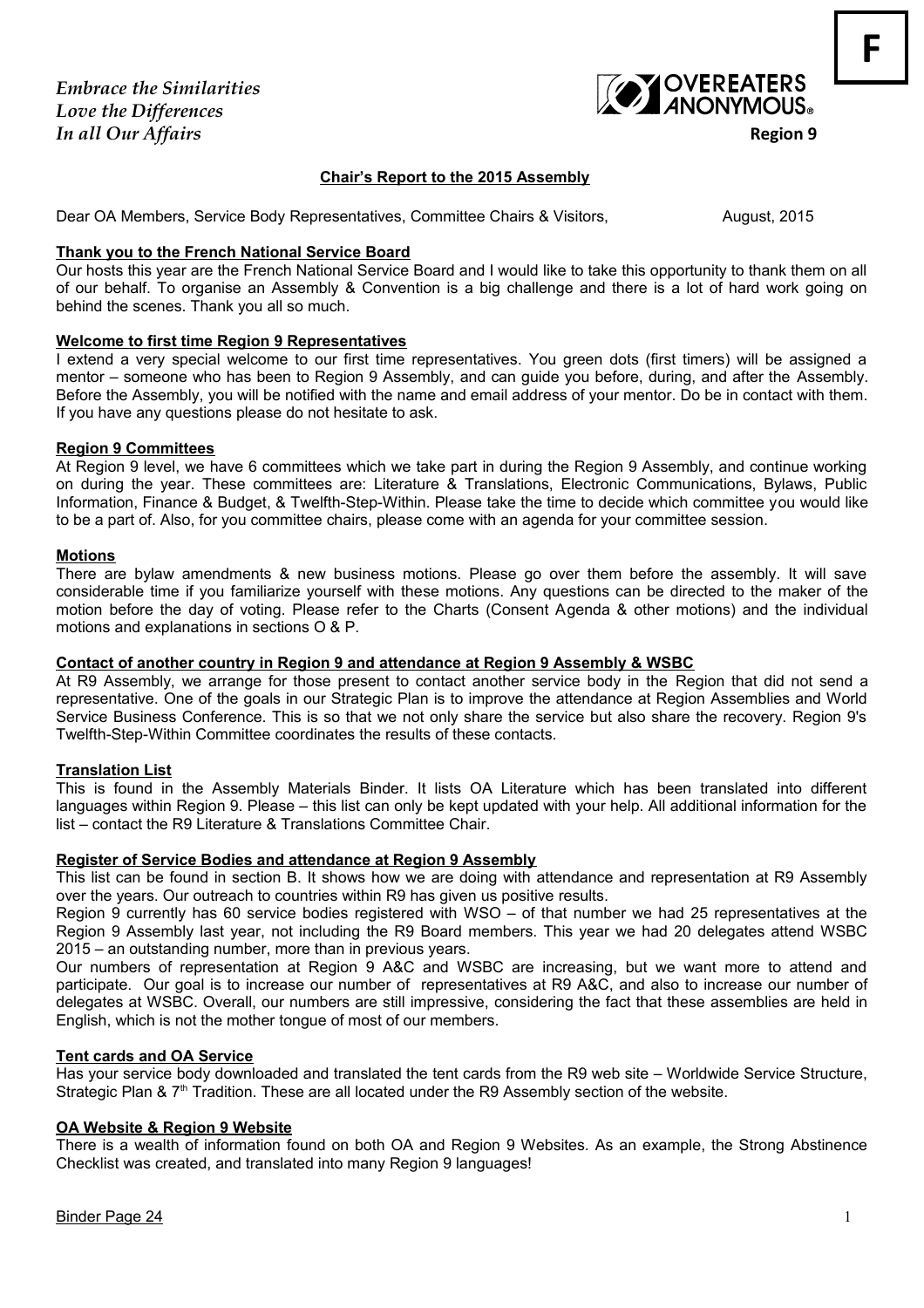*Embrace the Similarities*
*Love the Differences*
*In all Our Affairs*

OVEREATERS ANONYMOUS®

**Region 9**

**F**

## Chair's Report to the 2015 Assembly

Dear OA Members, Service Body Representatives, Committee Chairs & Visitors, August, 2015

### Thank you to the French National Service Board

Our hosts this year are the French National Service Board and I would like to take this opportunity to thank them on all of our behalf. To organise an Assembly & Convention is a big challenge and there is a lot of hard work going on behind the scenes. Thank you all so much.

### Welcome to first time Region 9 Representatives

I extend a very special welcome to our first time representatives. You green dots (first timers) will be assigned a mentor – someone who has been to Region 9 Assembly, and can guide you before, during, and after the Assembly. Before the Assembly, you will be notified with the name and email address of your mentor. Do be in contact with them. If you have any questions please do not hesitate to ask.

### Region 9 Committees

At Region 9 level, we have 6 committees which we take part in during the Region 9 Assembly, and continue working on during the year. These committees are: Literature & Translations, Electronic Communications, Bylaws, Public Information, Finance & Budget, & Twelfth-Step-Within. Please take the time to decide which committee you would like to be a part of. Also, for you committee chairs, please come with an agenda for your committee session.

### Motions

There are bylaw amendments & new business motions. Please go over them before the assembly. It will save considerable time if you familiarize yourself with these motions. Any questions can be directed to the maker of the motion before the day of voting. Please refer to the Charts (Consent Agenda & other motions) and the individual motions and explanations in sections O & P.

### Contact of another country in Region 9 and attendance at Region 9 Assembly & WSBC

At R9 Assembly, we arrange for those present to contact another service body in the Region that did not send a representative. One of the goals in our Strategic Plan is to improve the attendance at Region Assemblies and World Service Business Conference. This is so that we not only share the service but also share the recovery. Region 9's Twelfth-Step-Within Committee coordinates the results of these contacts.

### Translation List

This is found in the Assembly Materials Binder. It lists OA Literature which has been translated into different languages within Region 9. Please – this list can only be kept updated with your help. All additional information for the list – contact the R9 Literature & Translations Committee Chair.

### Register of Service Bodies and attendance at Region 9 Assembly

This list can be found in section B. It shows how we are doing with attendance and representation at R9 Assembly over the years. Our outreach to countries within R9 has given us positive results.

Region 9 currently has 60 service bodies registered with WSO – of that number we had 25 representatives at the Region 9 Assembly last year, not including the R9 Board members. This year we had 20 delegates attend WSBC 2015 – an outstanding number, more than in previous years.

Our numbers of representation at Region 9 A&C and WSBC are increasing, but we want more to attend and participate. Our goal is to increase our number of representatives at R9 A&C, and also to increase our number of delegates at WSBC. Overall, our numbers are still impressive, considering the fact that these assemblies are held in English, which is not the mother tongue of most of our members.

### Tent cards and OA Service

Has your service body downloaded and translated the tent cards from the R9 web site – Worldwide Service Structure, Strategic Plan & 7th Tradition. These are all located under the R9 Assembly section of the website.

### OA Website & Region 9 Website

There is a wealth of information found on both OA and Region 9 Websites. As an example, the Strong Abstinence Checklist was created, and translated into many Region 9 languages!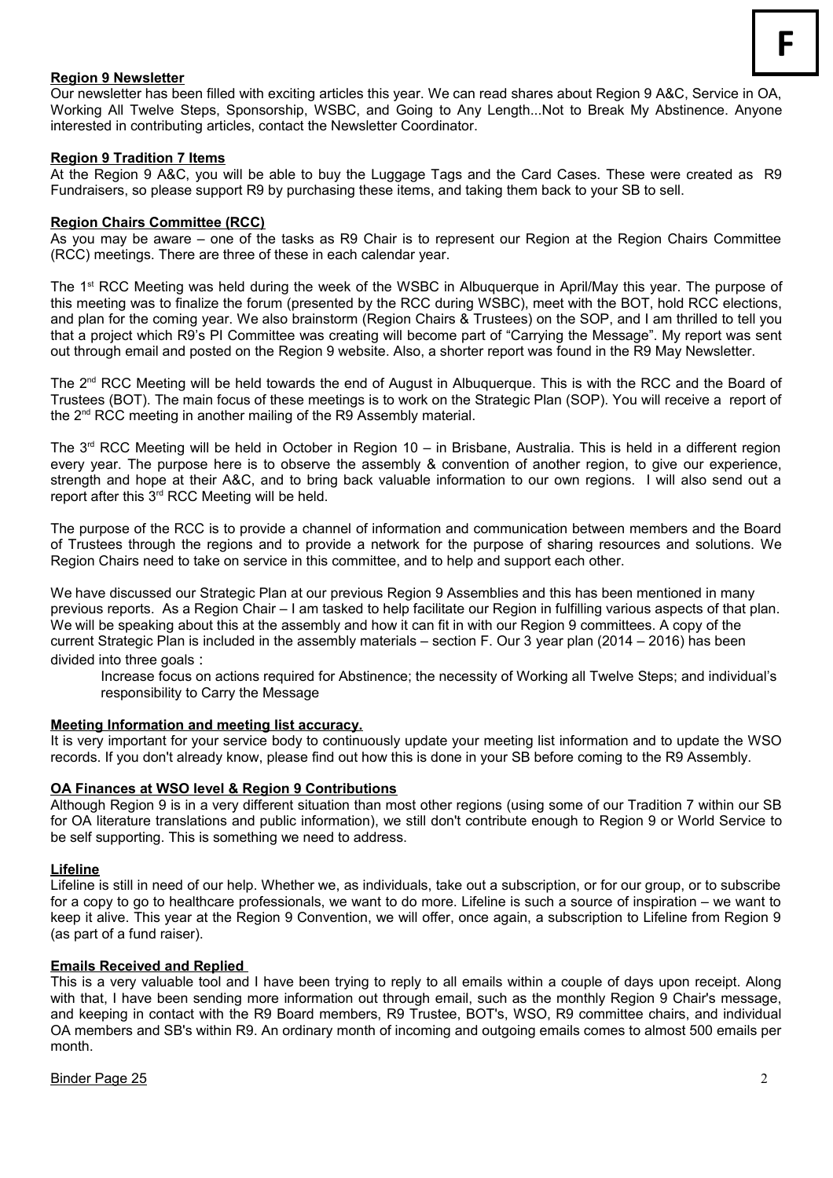**F**

**Region 9 Newsletter**

Our newsletter has been filled with exciting articles this year. We can read shares about Region 9 A&C, Service in OA, Working All Twelve Steps, Sponsorship, WSBC, and Going to Any Length...Not to Break My Abstinence. Anyone interested in contributing articles, contact the Newsletter Coordinator.

**Region 9 Tradition 7 Items**

At the Region 9 A&C, you will be able to buy the Luggage Tags and the Card Cases. These were created as R9 Fundraisers, so please support R9 by purchasing these items, and taking them back to your SB to sell.

**Region Chairs Committee (RCC)**

As you may be aware – one of the tasks as R9 Chair is to represent our Region at the Region Chairs Committee (RCC) meetings. There are three of these in each calendar year.

The 1st RCC Meeting was held during the week of the WSBC in Albuquerque in April/May this year. The purpose of this meeting was to finalize the forum (presented by the RCC during WSBC), meet with the BOT, hold RCC elections, and plan for the coming year. We also brainstorm (Region Chairs & Trustees) on the SOP, and I am thrilled to tell you that a project which R9's PI Committee was creating will become part of "Carrying the Message". My report was sent out through email and posted on the Region 9 website. Also, a shorter report was found in the R9 May Newsletter.

The 2nd RCC Meeting will be held towards the end of August in Albuquerque. This is with the RCC and the Board of Trustees (BOT). The main focus of these meetings is to work on the Strategic Plan (SOP). You will receive a report of the 2nd RCC meeting in another mailing of the R9 Assembly material.

The 3rd RCC Meeting will be held in October in Region 10 – in Brisbane, Australia. This is held in a different region every year. The purpose here is to observe the assembly & convention of another region, to give our experience, strength and hope at their A&C, and to bring back valuable information to our own regions. I will also send out a report after this 3rd RCC Meeting will be held.

The purpose of the RCC is to provide a channel of information and communication between members and the Board of Trustees through the regions and to provide a network for the purpose of sharing resources and solutions. We Region Chairs need to take on service in this committee, and to help and support each other.

We have discussed our Strategic Plan at our previous Region 9 Assemblies and this has been mentioned in many previous reports. As a Region Chair – I am tasked to help facilitate our Region in fulfilling various aspects of that plan. We will be speaking about this at the assembly and how it can fit in with our Region 9 committees. A copy of the current Strategic Plan is included in the assembly materials – section F. Our 3 year plan (2014 – 2016) has been divided into three goals :

> Increase focus on actions required for Abstinence; the necessity of Working all Twelve Steps; and individual's responsibility to Carry the Message

**Meeting Information and meeting list accuracy.**

It is very important for your service body to continuously update your meeting list information and to update the WSO records. If you don't already know, please find out how this is done in your SB before coming to the R9 Assembly.

**OA Finances at WSO level & Region 9 Contributions**

Although Region 9 is in a very different situation than most other regions (using some of our Tradition 7 within our SB for OA literature translations and public information), we still don't contribute enough to Region 9 or World Service to be self supporting. This is something we need to address.

**Lifeline**

Lifeline is still in need of our help. Whether we, as individuals, take out a subscription, or for our group, or to subscribe for a copy to go to healthcare professionals, we want to do more. Lifeline is such a source of inspiration – we want to keep it alive. This year at the Region 9 Convention, we will offer, once again, a subscription to Lifeline from Region 9 (as part of a fund raiser).

**Emails Received and Replied**

This is a very valuable tool and I have been trying to reply to all emails within a couple of days upon receipt. Along with that, I have been sending more information out through email, such as the monthly Region 9 Chair's message, and keeping in contact with the R9 Board members, R9 Trustee, BOT's, WSO, R9 committee chairs, and individual OA members and SB's within R9. An ordinary month of incoming and outgoing emails comes to almost 500 emails per month.

Binder Page 25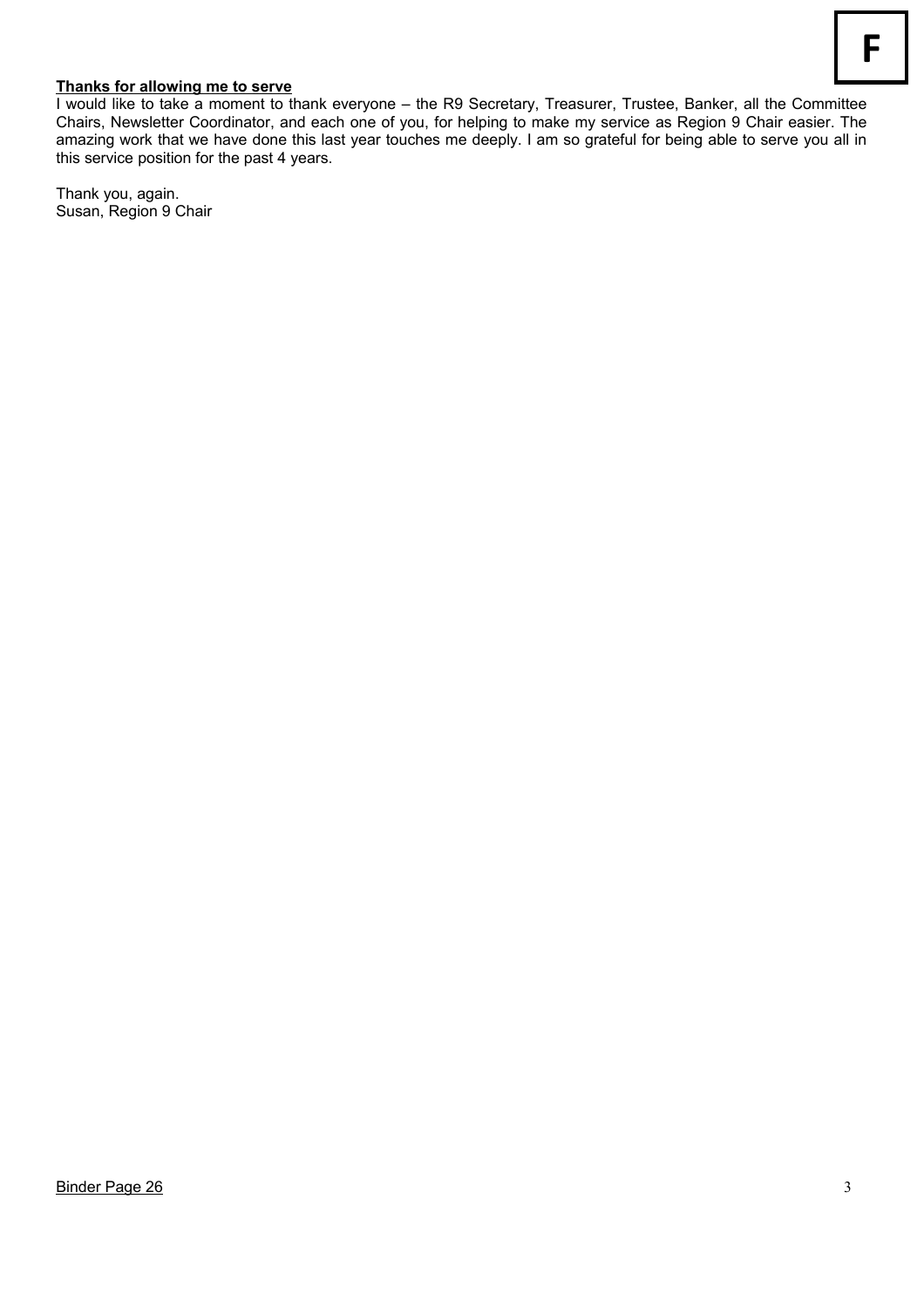**F**

**Thanks for allowing me to serve**

I would like to take a moment to thank everyone – the R9 Secretary, Treasurer, Trustee, Banker, all the Committee Chairs, Newsletter Coordinator, and each one of you, for helping to make my service as Region 9 Chair easier. The amazing work that we have done this last year touches me deeply. I am so grateful for being able to serve you all in this service position for the past 4 years.

Thank you, again.
Susan, Region 9 Chair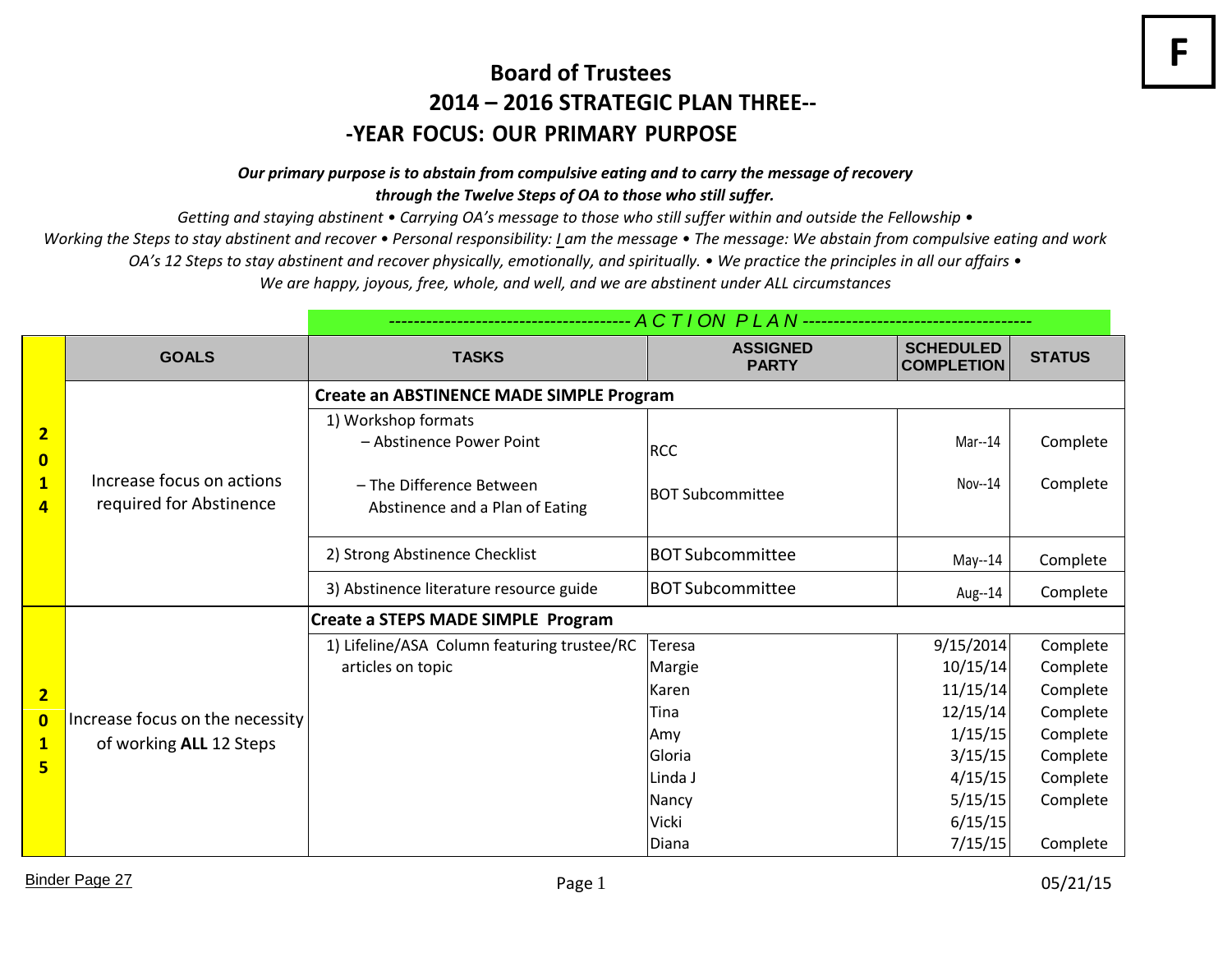F

# Board of Trustees

## 2014 – 2016 STRATEGIC PLAN THREE--

## -YEAR FOCUS: OUR PRIMARY PURPOSE

***Our primary purpose is to abstain from compulsive eating and to carry the message of recovery through the Twelve Steps of OA to those who still suffer.***

*Getting and staying abstinent • Carrying OA's message to those who still suffer within and outside the Fellowship • Working the Steps to stay abstinent and recover • Personal responsibility: I am the message • The message: We abstain from compulsive eating and work OA's 12 Steps to stay abstinent and recover physically, emotionally, and spiritually. • We practice the principles in all our affairs • We are happy, joyous, free, whole, and well, and we are abstinent under ALL circumstances*

| | | ---------- *ACTION PLAN* ---------- | | | |
|---|---|---|---|---|---|
| | **GOALS** | **TASKS** | **ASSIGNED PARTY** | **SCHEDULED COMPLETION** | **STATUS** |
| **2014** | Increase focus on actions required for Abstinence | **Create an ABSTINENCE MADE SIMPLE Program** | | | |
| | | 1) Workshop formats<br>– Abstinence Power Point | RCC | Mar--14 | Complete |
| | | – The Difference Between Abstinence and a Plan of Eating | BOT Subcommittee | Nov--14 | Complete |
| | | 2) Strong Abstinence Checklist | BOT Subcommittee | May--14 | Complete |
| | | 3) Abstinence literature resource guide | BOT Subcommittee | Aug--14 | Complete |
| **2015** | Increase focus on the necessity of working **ALL** 12 Steps | **Create a STEPS MADE SIMPLE Program** | | | |
| | | 1) Lifeline/ASA Column featuring trustee/RC articles on topic | Teresa | 9/15/2014 | Complete |
| | | | Margie | 10/15/14 | Complete |
| | | | Karen | 11/15/14 | Complete |
| | | | Tina | 12/15/14 | Complete |
| | | | Amy | 1/15/15 | Complete |
| | | | Gloria | 3/15/15 | Complete |
| | | | Linda J | 4/15/15 | Complete |
| | | | Nancy | 5/15/15 | Complete |
| | | | Vicki | 6/15/15 | |
| | | | Diana | 7/15/15 | Complete |

Binder Page 27

05/21/15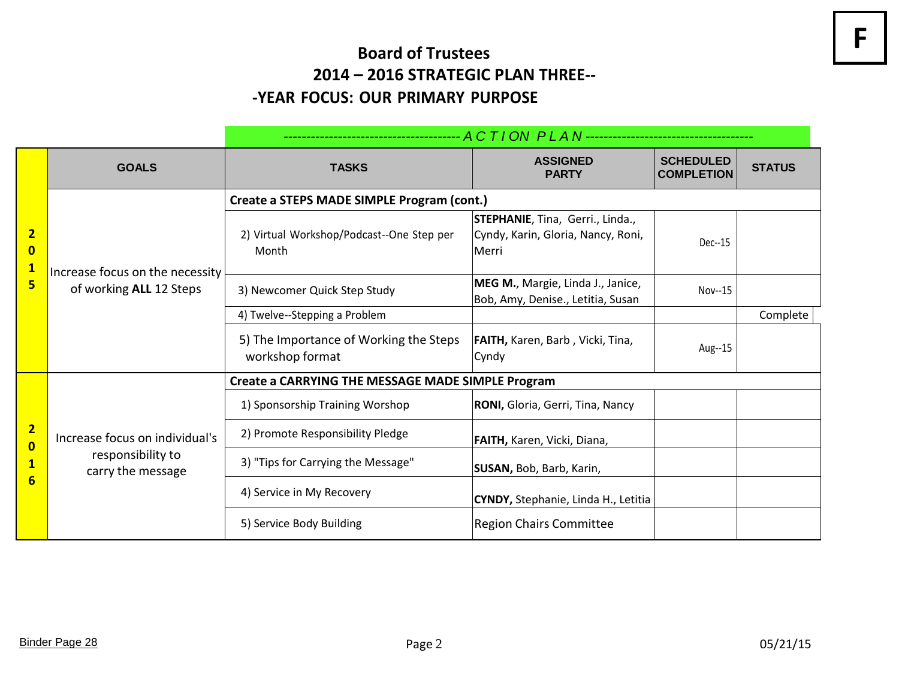F

# Board of Trustees

## 2014 – 2016 STRATEGIC PLAN THREE--

## -YEAR FOCUS: OUR PRIMARY PURPOSE

--------------------------------------- *A C T I O N  P L A N* -------------------------------------

| | GOALS | TASKS | ASSIGNED PARTY | SCHEDULED COMPLETION | STATUS |
|---|---|---|---|---|---|
| 2015 | Increase focus on the necessity of working **ALL** 12 Steps | **Create a STEPS MADE SIMPLE Program (cont.)** | | | |
| | | 2) Virtual Workshop/Podcast--One Step per Month | **STEPHANIE**, Tina, Gerri., Linda., Cyndy, Karin, Gloria, Nancy, Roni, Merri | Dec--15 | |
| | | 3) Newcomer Quick Step Study | **MEG M.**, Margie, Linda J., Janice, Bob, Amy, Denise., Letitia, Susan | Nov--15 | |
| | | 4) Twelve--Stepping a Problem | | | Complete |
| | | 5) The Importance of Working the Steps workshop format | **FAITH,** Karen, Barb , Vicki, Tina, Cyndy | Aug--15 | |
| 2016 | Increase focus on individual's responsibility to carry the message | **Create a CARRYING THE MESSAGE MADE SIMPLE Program** | | | |
| | | 1) Sponsorship Training Worshop | **RONI,** Gloria, Gerri, Tina, Nancy | | |
| | | 2) Promote Responsibility Pledge | **FAITH,** Karen, Vicki, Diana, | | |
| | | 3) "Tips for Carrying the Message" | **SUSAN,** Bob, Barb, Karin, | | |
| | | 4) Service in My Recovery | **CYNDY,** Stephanie, Linda H., Letitia | | |
| | | 5) Service Body Building | Region Chairs Committee | | |

Binder Page 28

05/21/15